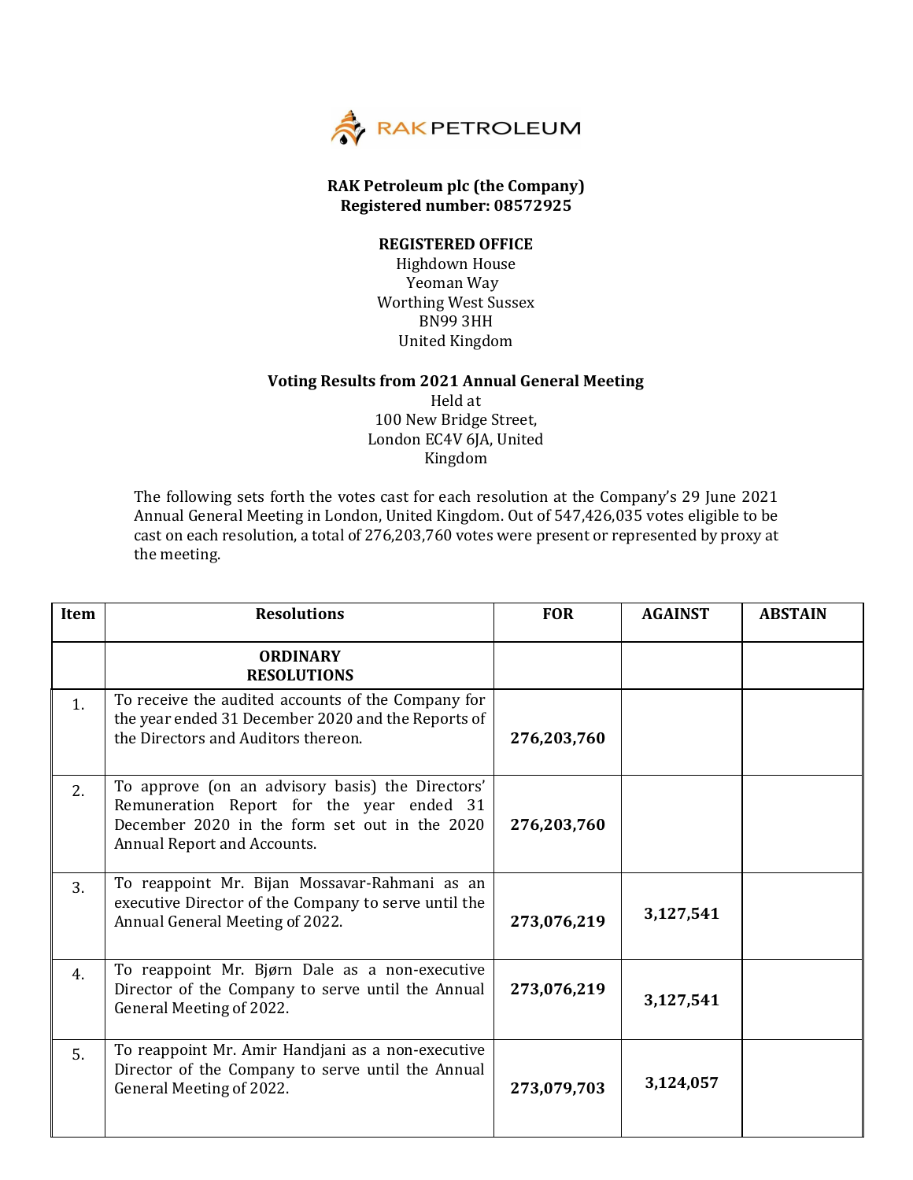RAK PETROLEUM

**RAK Petroleum plc (the Company)**
**Registered number: 08572925**

**REGISTERED OFFICE**
Highdown House
Yeoman Way
Worthing West Sussex
BN99 3HH
United Kingdom

**Voting Results from 2021 Annual General Meeting**
Held at
100 New Bridge Street,
London EC4V 6JA, United
Kingdom

The following sets forth the votes cast for each resolution at the Company's 29 June 2021 Annual General Meeting in London, United Kingdom. Out of 547,426,035 votes eligible to be cast on each resolution, a total of 276,203,760 votes were present or represented by proxy at the meeting.

| Item | Resolutions | FOR | AGAINST | ABSTAIN |
|---|---|---|---|---|
| | **ORDINARY RESOLUTIONS** | | | |
| 1. | To receive the audited accounts of the Company for the year ended 31 December 2020 and the Reports of the Directors and Auditors thereon. | **276,203,760** | | |
| 2. | To approve (on an advisory basis) the Directors' Remuneration Report for the year ended 31 December 2020 in the form set out in the 2020 Annual Report and Accounts. | **276,203,760** | | |
| 3. | To reappoint Mr. Bijan Mossavar-Rahmani as an executive Director of the Company to serve until the Annual General Meeting of 2022. | **273,076,219** | **3,127,541** | |
| 4. | To reappoint Mr. Bjørn Dale as a non-executive Director of the Company to serve until the Annual General Meeting of 2022. | **273,076,219** | **3,127,541** | |
| 5. | To reappoint Mr. Amir Handjani as a non-executive Director of the Company to serve until the Annual General Meeting of 2022. | **273,079,703** | **3,124,057** | |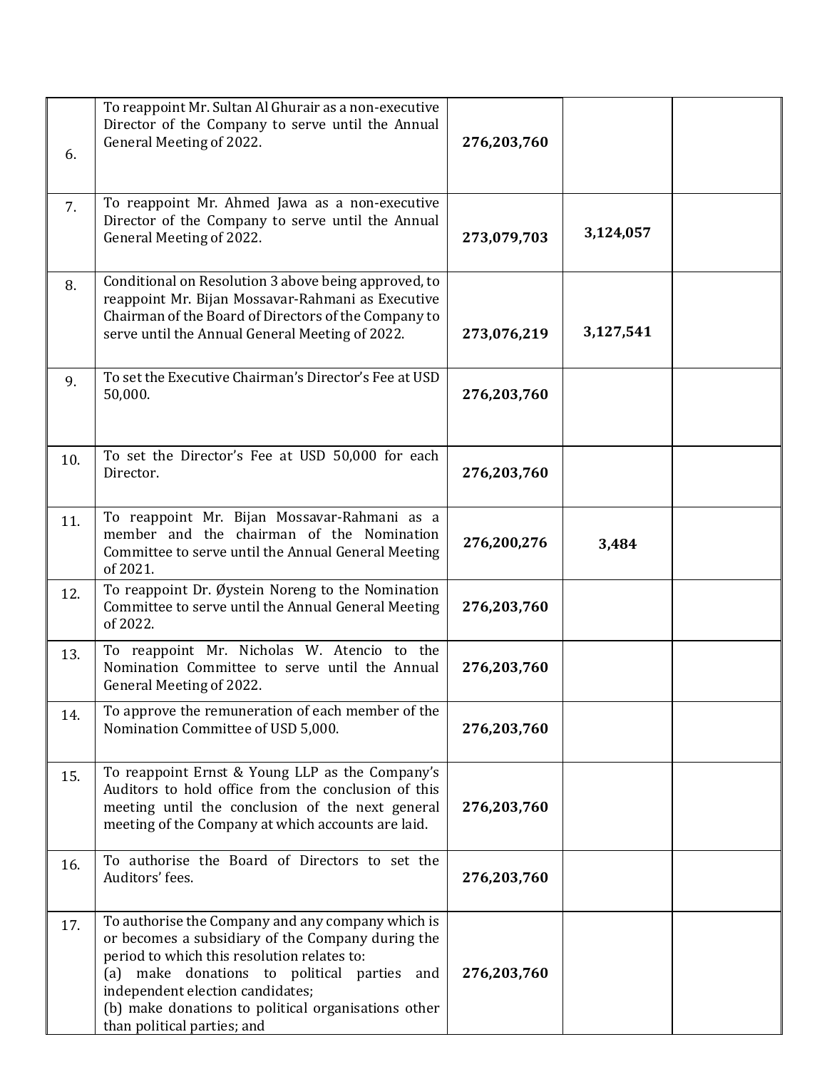| | | | | |
|---|---|---|---|---|
| 6. | To reappoint Mr. Sultan Al Ghurair as a non-executive Director of the Company to serve until the Annual General Meeting of 2022. | **276,203,760** | | |
| 7. | To reappoint Mr. Ahmed Jawa as a non-executive Director of the Company to serve until the Annual General Meeting of 2022. | **273,079,703** | **3,124,057** | |
| 8. | Conditional on Resolution 3 above being approved, to reappoint Mr. Bijan Mossavar-Rahmani as Executive Chairman of the Board of Directors of the Company to serve until the Annual General Meeting of 2022. | **273,076,219** | **3,127,541** | |
| 9. | To set the Executive Chairman's Director's Fee at USD 50,000. | **276,203,760** | | |
| 10. | To set the Director's Fee at USD 50,000 for each Director. | **276,203,760** | | |
| 11. | To reappoint Mr. Bijan Mossavar-Rahmani as a member and the chairman of the Nomination Committee to serve until the Annual General Meeting of 2021. | **276,200,276** | **3,484** | |
| 12. | To reappoint Dr. Øystein Noreng to the Nomination Committee to serve until the Annual General Meeting of 2022. | **276,203,760** | | |
| 13. | To reappoint Mr. Nicholas W. Atencio to the Nomination Committee to serve until the Annual General Meeting of 2022. | **276,203,760** | | |
| 14. | To approve the remuneration of each member of the Nomination Committee of USD 5,000. | **276,203,760** | | |
| 15. | To reappoint Ernst & Young LLP as the Company's Auditors to hold office from the conclusion of this meeting until the conclusion of the next general meeting of the Company at which accounts are laid. | **276,203,760** | | |
| 16. | To authorise the Board of Directors to set the Auditors' fees. | **276,203,760** | | |
| 17. | To authorise the Company and any company which is or becomes a subsidiary of the Company during the period to which this resolution relates to:<br>(a) make donations to political parties and independent election candidates;<br>(b) make donations to political organisations other than political parties; and | **276,203,760** | | |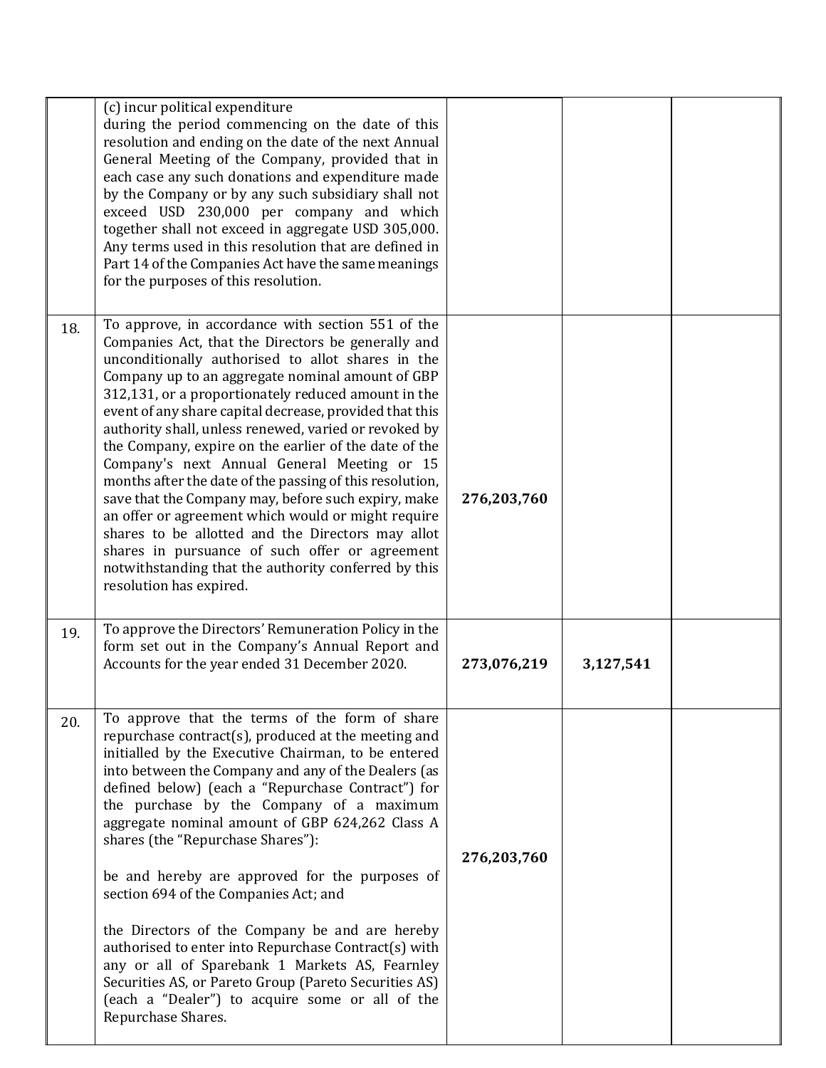| | | | | |
|---|---|---|---|---|
| | (c) incur political expenditure<br>during the period commencing on the date of this resolution and ending on the date of the next Annual General Meeting of the Company, provided that in each case any such donations and expenditure made by the Company or by any such subsidiary shall not exceed USD 230,000 per company and which together shall not exceed in aggregate USD 305,000. Any terms used in this resolution that are defined in Part 14 of the Companies Act have the same meanings for the purposes of this resolution. | | | |
| 18. | To approve, in accordance with section 551 of the Companies Act, that the Directors be generally and unconditionally authorised to allot shares in the Company up to an aggregate nominal amount of GBP 312,131, or a proportionately reduced amount in the event of any share capital decrease, provided that this authority shall, unless renewed, varied or revoked by the Company, expire on the earlier of the date of the Company's next Annual General Meeting or 15 months after the date of the passing of this resolution, save that the Company may, before such expiry, make an offer or agreement which would or might require shares to be allotted and the Directors may allot shares in pursuance of such offer or agreement notwithstanding that the authority conferred by this resolution has expired. | **276,203,760** | | |
| 19. | To approve the Directors' Remuneration Policy in the form set out in the Company's Annual Report and Accounts for the year ended 31 December 2020. | **273,076,219** | **3,127,541** | |
| 20. | To approve that the terms of the form of share repurchase contract(s), produced at the meeting and initialled by the Executive Chairman, to be entered into between the Company and any of the Dealers (as defined below) (each a "Repurchase Contract") for the purchase by the Company of a maximum aggregate nominal amount of GBP 624,262 Class A shares (the "Repurchase Shares"):<br><br>be and hereby are approved for the purposes of section 694 of the Companies Act; and<br><br>the Directors of the Company be and are hereby authorised to enter into Repurchase Contract(s) with any or all of Sparebank 1 Markets AS, Fearnley Securities AS, or Pareto Group (Pareto Securities AS) (each a "Dealer") to acquire some or all of the Repurchase Shares. | **276,203,760** | | |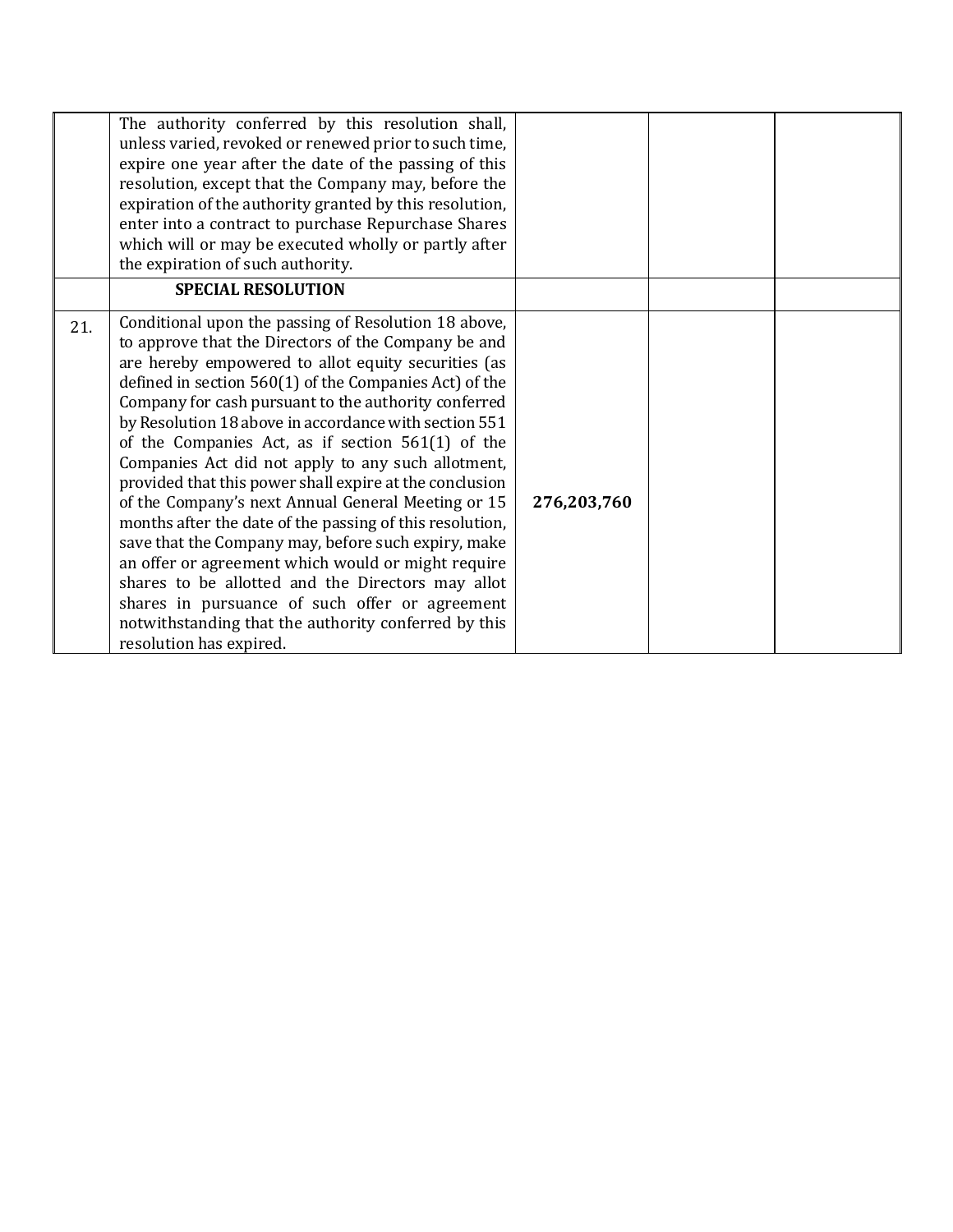| | | | | |
|---|---|---|---|---|
| | The authority conferred by this resolution shall, unless varied, revoked or renewed prior to such time, expire one year after the date of the passing of this resolution, except that the Company may, before the expiration of the authority granted by this resolution, enter into a contract to purchase Repurchase Shares which will or may be executed wholly or partly after the expiration of such authority. | | | |
| | **SPECIAL RESOLUTION** | | | |
| 21. | Conditional upon the passing of Resolution 18 above, to approve that the Directors of the Company be and are hereby empowered to allot equity securities (as defined in section 560(1) of the Companies Act) of the Company for cash pursuant to the authority conferred by Resolution 18 above in accordance with section 551 of the Companies Act, as if section 561(1) of the Companies Act did not apply to any such allotment, provided that this power shall expire at the conclusion of the Company's next Annual General Meeting or 15 months after the date of the passing of this resolution, save that the Company may, before such expiry, make an offer or agreement which would or might require shares to be allotted and the Directors may allot shares in pursuance of such offer or agreement notwithstanding that the authority conferred by this resolution has expired. | **276,203,760** | | |